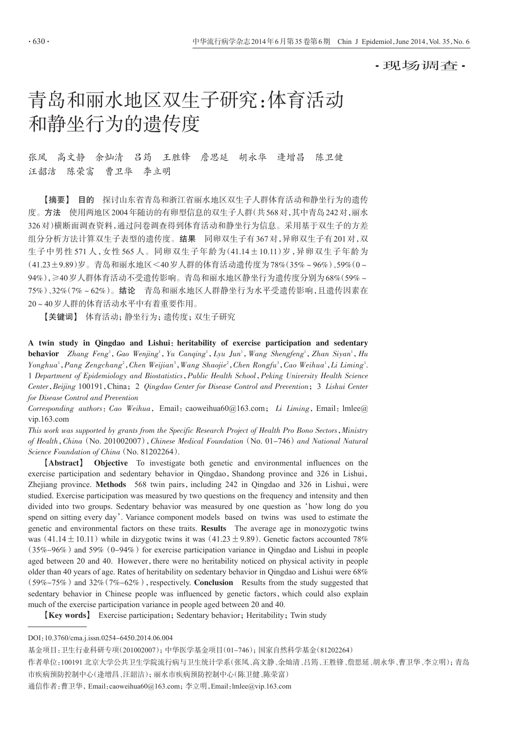·现场调查·

# 青岛和丽水地区双生子研究:体育活动和静坐行为的遗传度

张凤 高文静 余灿清 吕筠 王胜锋 詹思延 胡永华 逄增昌 陈卫健 汪韶洁 陈荣富 曹卫华 李立明

【摘要】 **目的** 探讨山东省青岛和浙江省丽水地区双生子人群体育活动和静坐行为的遗传度。**方法** 使用两地区2004年随访的有卵型信息的双生子人群(共568对,其中青岛242对,丽水326对)横断面调查资料,通过问卷调查得到体育活动和静坐行为信息。采用基于双生子的方差组分分析方法计算双生子表型的遗传度。**结果** 同卵双生子有367对,异卵双生子有201对,双生子中男性571人,女性565人。同卵双生子年龄为(41.14±10.11)岁,异卵双生子年龄为(41.23±9.89)岁。青岛和丽水地区<40岁人群的体育活动遗传度为78%(35%~96%)、59%(0~94%),≥40岁人群体育活动不受遗传影响。青岛和丽水地区静坐行为遗传度分别为68%(59%~75%)、32%(7%~62%)。**结论** 青岛和丽水地区人群静坐行为水平受遗传影响,且遗传因素在20~40岁人群的体育活动水平中有着重要作用。

【关键词】 体育活动;静坐行为;遗传度;双生子研究

**A twin study in Qingdao and Lishui: heritability of exercise participation and sedentary behavior** *Zhang Feng*[1], *Gao Wenjing*[1], *Yu Canqing*[1], *Lyu Jun*[1], *Wang Shengfeng*[1], *Zhan Siyan*[1], *Hu Yonghua*[1], *Pang Zengchang*[2], *Chen Weijian*[3], *Wang Shaojie*[2], *Chen Rongfu*[3], *Cao Weihua*[1], *Li Liming*[1]. 1 *Department of Epidemiology and Biostatistics, Public Health School, Peking University Health Science Center, Beijing* 100191, China; 2 *Qingdao Center for Disease Control and Prevention*; 3 *Lishui Center for Disease Control and Prevention*

*Corresponding authors*: *Cao Weihua*, Email: caoweihua60@163.com; *Li Liming*, Email: lmlee@vip.163.com

*This work was supported by grants from the Specific Research Project of Health Pro Bono Sectors, Ministry of Health, China* (No. 201002007), *Chinese Medical Foundation* (No. 01-746) *and National Natural Science Foundation of China* (No. 81202264).

【**Abstract**】 **Objective** To investigate both genetic and environmental influences on the exercise participation and sedentary behavior in Qingdao, Shandong province and 326 in Lishui, Zhejiang province. **Methods** 568 twin pairs, including 242 in Qingdao and 326 in Lishui, were studied. Exercise participation was measured by two questions on the frequency and intensity and then divided into two groups. Sedentary behavior was measured by one question as 'how long do you spend on sitting every day'. Variance component models based on twins was used to estimate the genetic and environmental factors on these traits. **Results** The average age in monozygotic twins was (41.14±10.11) while in dizygotic twins it was (41.23±9.89). Genetic factors accounted 78% (35%-96%) and 59% (0-94%) for exercise participation variance in Qingdao and Lishui in people aged between 20 and 40. However, there were no heritability noticed on physical activity in people older than 40 years of age. Rates of heritability on sedentary behavior in Qingdao and Lishui were 68% (59%-75%) and 32% (7%-62%), respectively. **Conclusion** Results from the study suggested that sedentary behavior in Chinese people was influenced by genetic factors, which could also explain much of the exercise participation variance in people aged between 20 and 40.

【**Key words**】 Exercise participation; Sedentary behavior; Heritability; Twin study

---

DOI:10.3760/cma.j.issn.0254-6450.2014.06.004

基金项目:卫生行业科研专项(201002007);中华医学基金项目(01-746);国家自然科学基金(81202264)

作者单位:100191 北京大学公共卫生学院流行病与卫生统计学系(张凤、高文静、余灿清、吕筠、王胜锋、詹思延、胡永华、曹卫华、李立明);青岛市疾病预防控制中心(逄增昌、汪韶洁);丽水市疾病预防控制中心(陈卫健、陈荣富)

通信作者:曹卫华,Email:caoweihua60@163.com;李立明,Email:lmlee@vip.163.com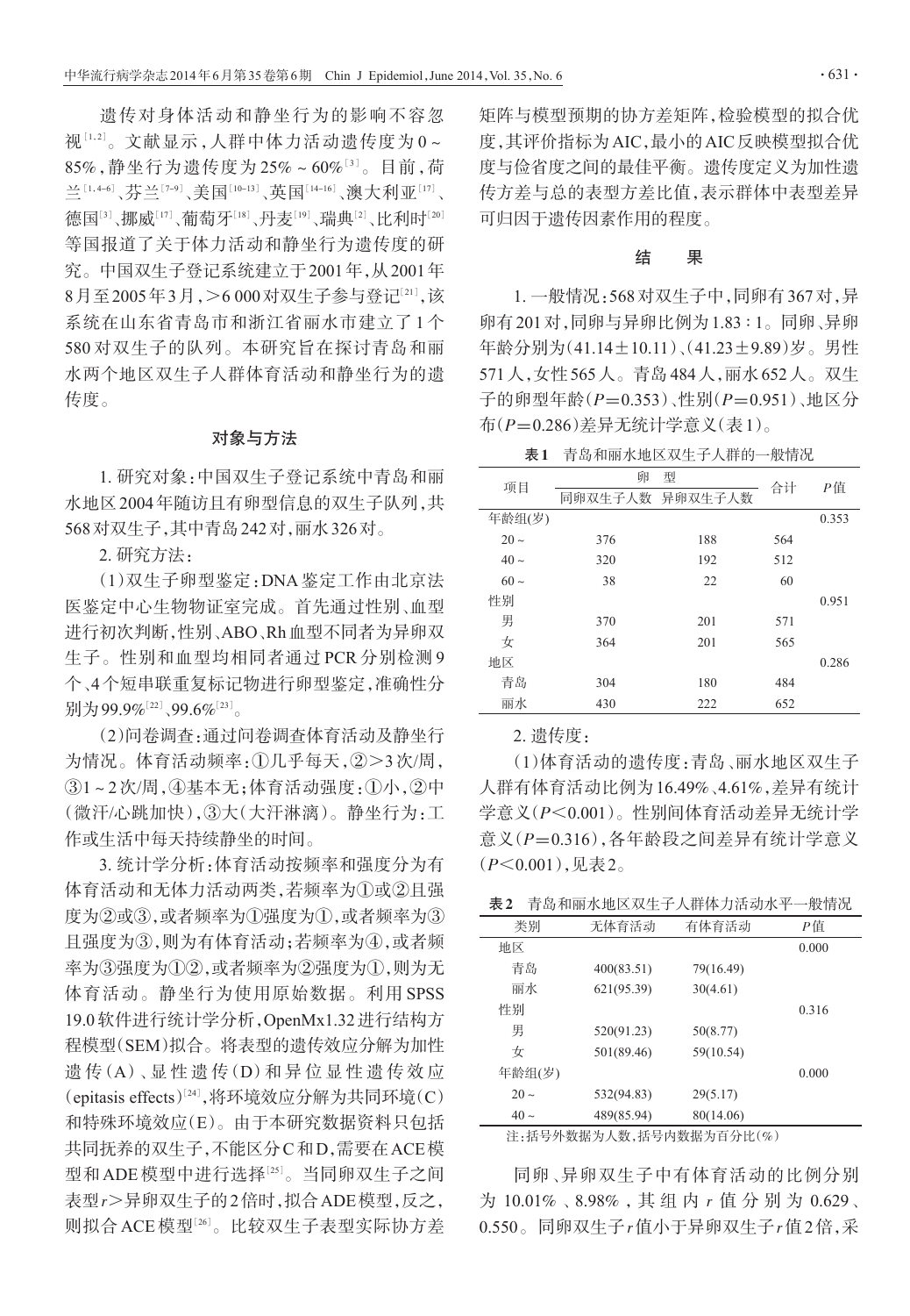遗传对身体活动和静坐行为的影响不容忽视[1,2]。文献显示，人群中体力活动遗传度为0～85%，静坐行为遗传度为25%～60%[3]。目前，荷兰[1,4-6]、芬兰[7-9]、美国[10-13]、英国[14-16]、澳大利亚[17]、德国[3]、挪威[17]、葡萄牙[18]、丹麦[19]、瑞典[2]、比利时[20]等国报道了关于体力活动和静坐行为遗传度的研究。中国双生子登记系统建立于2001年，从2001年8月至2005年3月，>6 000对双生子参与登记[21]，该系统在山东省青岛市和浙江省丽水市建立了1个580对双生子的队列。本研究旨在探讨青岛和丽水两个地区双生子人群体育活动和静坐行为的遗传度。

## 对象与方法

1. 研究对象：中国双生子登记系统中青岛和丽水地区2004年随访且有卵型信息的双生子队列，共568对双生子，其中青岛242对，丽水326对。

2. 研究方法：

（1）双生子卵型鉴定：DNA鉴定工作由北京法医鉴定中心生物物证室完成。首先通过性别、血型进行初次判断，性别、ABO、Rh血型不同者为异卵双生子。性别和血型均相同者通过PCR分别检测9个、4个短串联重复标记物进行卵型鉴定，准确性分别为99.9%[22]、99.6%[23]。

（2）问卷调查：通过问卷调查体育活动及静坐行为情况。体育活动频率：①几乎每天，②>3次/周，③1～2次/周，④基本无；体育活动强度：①小，②中（微汗/心跳加快），③大（大汗淋漓）。静坐行为：工作或生活中每天持续静坐的时间。

3. 统计学分析：体育活动按频率和强度分为有体育活动和无体力活动两类，若频率为①或②且强度为②或③，或者频率为①强度为①，或者频率为③且强度为③，则为有体育活动；若频率为④，或者频率为③强度为①②，或者频率为②强度为①，则为无体育活动。静坐行为使用原始数据。利用SPSS 19.0软件进行统计学分析，OpenMx1.32进行结构方程模型（SEM）拟合。将表型的遗传效应分解为加性遗传（A）、显性遗传（D）和异位显性遗传效应（epitasis effects）[24]，将环境效应分解为共同环境（C）和特殊环境效应（E）。由于本研究数据资料只包括共同抚养的双生子，不能区分C和D，需要在ACE模型和ADE模型中进行选择[25]。当同卵双生子之间表型$r$>异卵双生子的2倍时，拟合ADE模型，反之，则拟合ACE模型[26]。比较双生子表型实际协方差矩阵与模型预期的协方差矩阵，检验模型的拟合优度，其评价指标为AIC，最小的AIC反映模型拟合优度与俭省度之间的最佳平衡。遗传度定义为加性遗传方差与总的表型方差比值，表示群体中表型差异可归因于遗传因素作用的程度。

## 结　果

1. 一般情况：568对双生子中，同卵有367对，异卵有201对，同卵与异卵比例为1.83∶1。同卵、异卵年龄分别为（41.14±10.11）、（41.23±9.89）岁。男性571人，女性565人。青岛484人，丽水652人。双生子的卵型年龄（$P$=0.353）、性别（$P$=0.951）、地区分布（$P$=0.286）差异无统计学意义（表1）。

**表1**　青岛和丽水地区双生子人群的一般情况

| 项目 | 卵型 | | 合计 | $P$值 |
|---|---|---|---|---|
| | 同卵双生子人数 | 异卵双生子人数 | | |
| 年龄组(岁) | | | | 0.353 |
| 20～ | 376 | 188 | 564 | |
| 40～ | 320 | 192 | 512 | |
| 60～ | 38 | 22 | 60 | |
| 性别 | | | | 0.951 |
| 男 | 370 | 201 | 571 | |
| 女 | 364 | 201 | 565 | |
| 地区 | | | | 0.286 |
| 青岛 | 304 | 180 | 484 | |
| 丽水 | 430 | 222 | 652 | |

2. 遗传度：

（1）体育活动的遗传度：青岛、丽水地区双生子人群有体育活动比例为16.49%、4.61%，差异有统计学意义（$P$<0.001）。性别间体育活动差异无统计学意义（$P$=0.316），各年龄段之间差异有统计学意义（$P$<0.001），见表2。

**表2**　青岛和丽水地区双生子人群体力活动水平一般情况

| 类别 | 无体育活动 | 有体育活动 | $P$值 |
|---|---|---|---|
| 地区 | | | 0.000 |
| 青岛 | 400(83.51) | 79(16.49) | |
| 丽水 | 621(95.39) | 30(4.61) | |
| 性别 | | | 0.316 |
| 男 | 520(91.23) | 50(8.77) | |
| 女 | 501(89.46) | 59(10.54) | |
| 年龄组(岁) | | | 0.000 |
| 20～ | 532(94.83) | 29(5.17) | |
| 40～ | 489(85.94) | 80(14.06) | |

注：括号外数据为人数，括号内数据为百分比(%)

同卵、异卵双生子中有体育活动的比例分别为10.01%、8.98%，其组内$r$值分别为0.629、0.550。同卵双生子$r$值小于异卵双生子$r$值2倍，采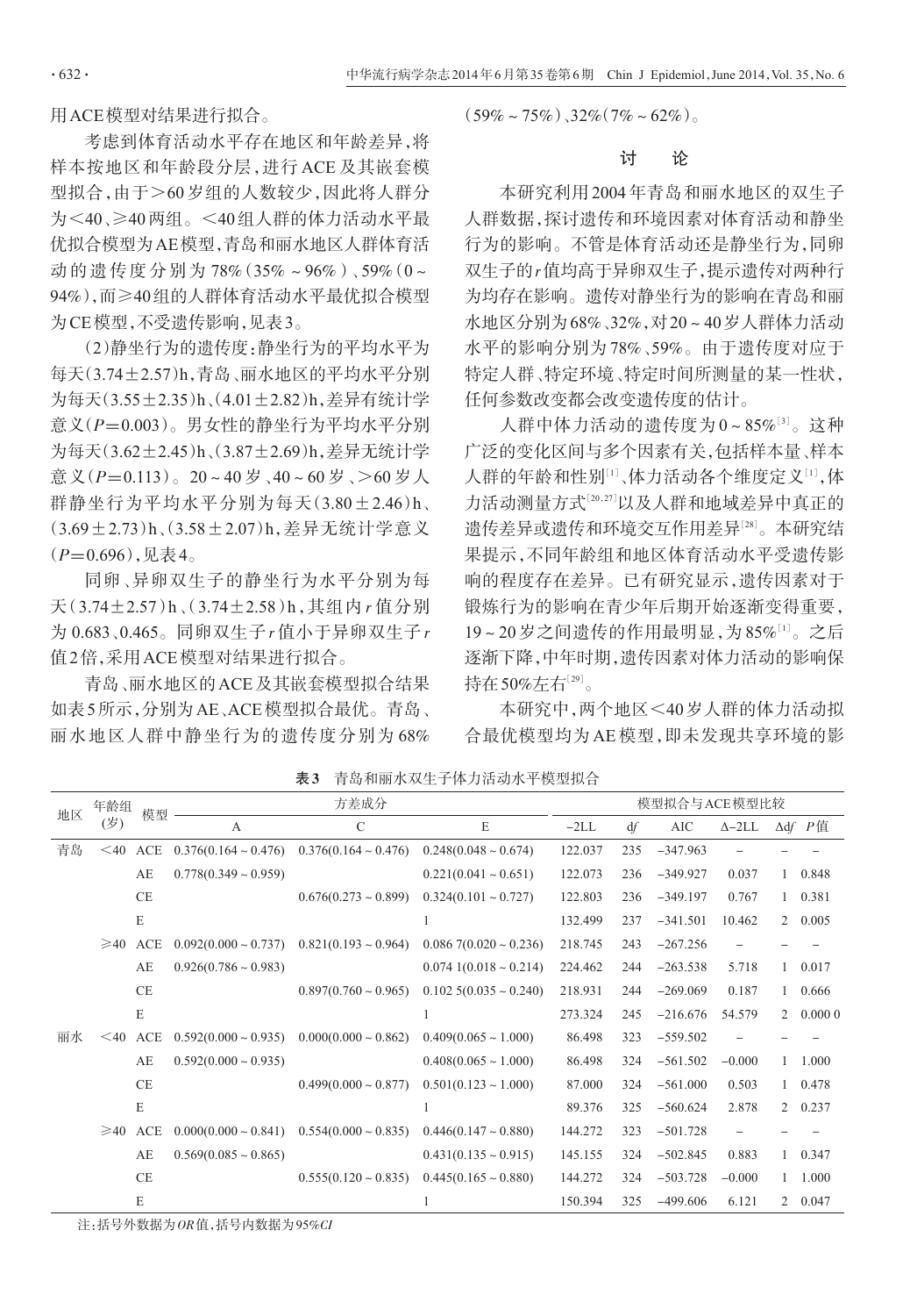用ACE模型对结果进行拟合。

考虑到体育活动水平存在地区和年龄差异，将样本按地区和年龄段分层，进行ACE及其嵌套模型拟合，由于>60岁组的人数较少，因此将人群分为<40、≥40两组。<40组人群的体力活动水平最优拟合模型为AE模型，青岛和丽水地区人群体育活动的遗传度分别为78%（35%～96%）、59%（0～94%），而≥40组的人群体育活动水平最优拟合模型为CE模型，不受遗传影响，见表3。

（2）静坐行为的遗传度：静坐行为的平均水平为每天（3.74±2.57）h，青岛、丽水地区的平均水平分别为每天（3.55±2.35）h、（4.01±2.82）h，差异有统计学意义（$P$=0.003）。男女性的静坐行为平均水平分别为每天（3.62±2.45）h、（3.87±2.69）h，差异无统计学意义（$P$=0.113）。20～40岁、40～60岁、>60岁人群静坐行为平均水平分别为每天（3.80±2.46）h、（3.69±2.73）h、（3.58±2.07）h，差异无统计学意义（$P$=0.696），见表4。

同卵、异卵双生子的静坐行为水平分别为每天（3.74±2.57）h、（3.74±2.58）h，其组内$r$值分别为0.683、0.465。同卵双生子$r$值小于异卵双生子$r$值2倍，采用ACE模型对结果进行拟合。

青岛、丽水地区的ACE及其嵌套模型拟合结果如表5所示，分别为AE、ACE模型拟合最优。青岛、丽水地区人群中静坐行为的遗传度分别为68%（59%～75%）、32%（7%～62%）。

## 讨 论

本研究利用2004年青岛和丽水地区的双生子人群数据，探讨遗传和环境因素对体育活动和静坐行为的影响。不管是体育活动还是静坐行为，同卵双生子的$r$值均高于异卵双生子，提示遗传对两种行为均存在影响。遗传对静坐行为的影响在青岛和丽水地区分别为68%、32%，对20～40岁人群体力活动水平的影响分别为78%、59%。由于遗传度对应于特定人群、特定环境、特定时间所测量的某一性状，任何参数改变都会改变遗传度的估计。

人群中体力活动的遗传度为0～85%[3]。这种广泛的变化区间与多个因素有关，包括样本量、样本人群的年龄和性别[1]、体力活动各个维度定义[1]，体力活动测量方式[20,27]以及人群和地域差异中真正的遗传差异或遗传和环境交互作用差异[28]。本研究结果提示，不同年龄组和地区体育活动水平受遗传影响的程度存在差异。已有研究显示，遗传因素对于锻炼行为的影响在青少年后期开始逐渐变得重要，19～20岁之间遗传的作用最明显，为85%[1]。之后逐渐下降，中年时期，遗传因素对体力活动的影响保持在50%左右[29]。

本研究中，两个地区<40岁人群的体力活动拟合最优模型均为AE模型，即未发现共享环境的影

**表3** 青岛和丽水双生子体力活动水平模型拟合

| 地区 | 年龄组（岁） | 模型 | 方差成分 | | | 模型拟合与ACE模型比较 | | | | | |
|---|---|---|---|---|---|---|---|---|---|---|---|
| | | | A | C | E | −2LL | $df$ | AIC | Δ−2LL | Δ$df$ | $P$值 |
| 青岛 | <40 | ACE | 0.376(0.164～0.476) | 0.376(0.164～0.476) | 0.248(0.048～0.674) | 122.037 | 235 | −347.963 | − | − | − |
| | | AE | 0.778(0.349～0.959) | | 0.221(0.041～0.651) | 122.073 | 236 | −349.927 | 0.037 | 1 | 0.848 |
| | | CE | | 0.676(0.273～0.899) | 0.324(0.101～0.727) | 122.803 | 236 | −349.197 | 0.767 | 1 | 0.381 |
| | | E | | | 1 | 132.499 | 237 | −341.501 | 10.462 | 2 | 0.005 |
| | ≥40 | ACE | 0.092(0.000～0.737) | 0.821(0.193～0.964) | 0.086 7(0.020～0.236) | 218.745 | 243 | −267.256 | − | − | − |
| | | AE | 0.926(0.786～0.983) | | 0.074 1(0.018～0.214) | 224.462 | 244 | −263.538 | 5.718 | 1 | 0.017 |
| | | CE | | 0.897(0.760～0.965) | 0.102 5(0.035～0.240) | 218.931 | 244 | −269.069 | 0.187 | 1 | 0.666 |
| | | E | | | 1 | 273.324 | 245 | −216.676 | 54.579 | 2 | 0.000 0 |
| 丽水 | <40 | ACE | 0.592(0.000～0.935) | 0.000(0.000～0.862) | 0.409(0.065～1.000) | 86.498 | 323 | −559.502 | − | − | − |
| | | AE | 0.592(0.000～0.935) | | 0.408(0.065～1.000) | 86.498 | 324 | −561.502 | −0.000 | 1 | 1.000 |
| | | CE | | 0.499(0.000～0.877) | 0.501(0.123～1.000) | 87.000 | 324 | −561.000 | 0.503 | 1 | 0.478 |
| | | E | | | 1 | 89.376 | 325 | −560.624 | 2.878 | 2 | 0.237 |
| | ≥40 | ACE | 0.000(0.000～0.841) | 0.554(0.000～0.835) | 0.446(0.147～0.880) | 144.272 | 323 | −501.728 | − | − | − |
| | | AE | 0.569(0.085～0.865) | | 0.431(0.135～0.915) | 145.155 | 324 | −502.845 | 0.883 | 1 | 0.347 |
| | | CE | | 0.555(0.120～0.835) | 0.445(0.165～0.880) | 144.272 | 324 | −503.728 | −0.000 | 1 | 1.000 |
| | | E | | | 1 | 150.394 | 325 | −499.606 | 6.121 | 2 | 0.047 |

注：括号外数据为$OR$值，括号内数据为95%$CI$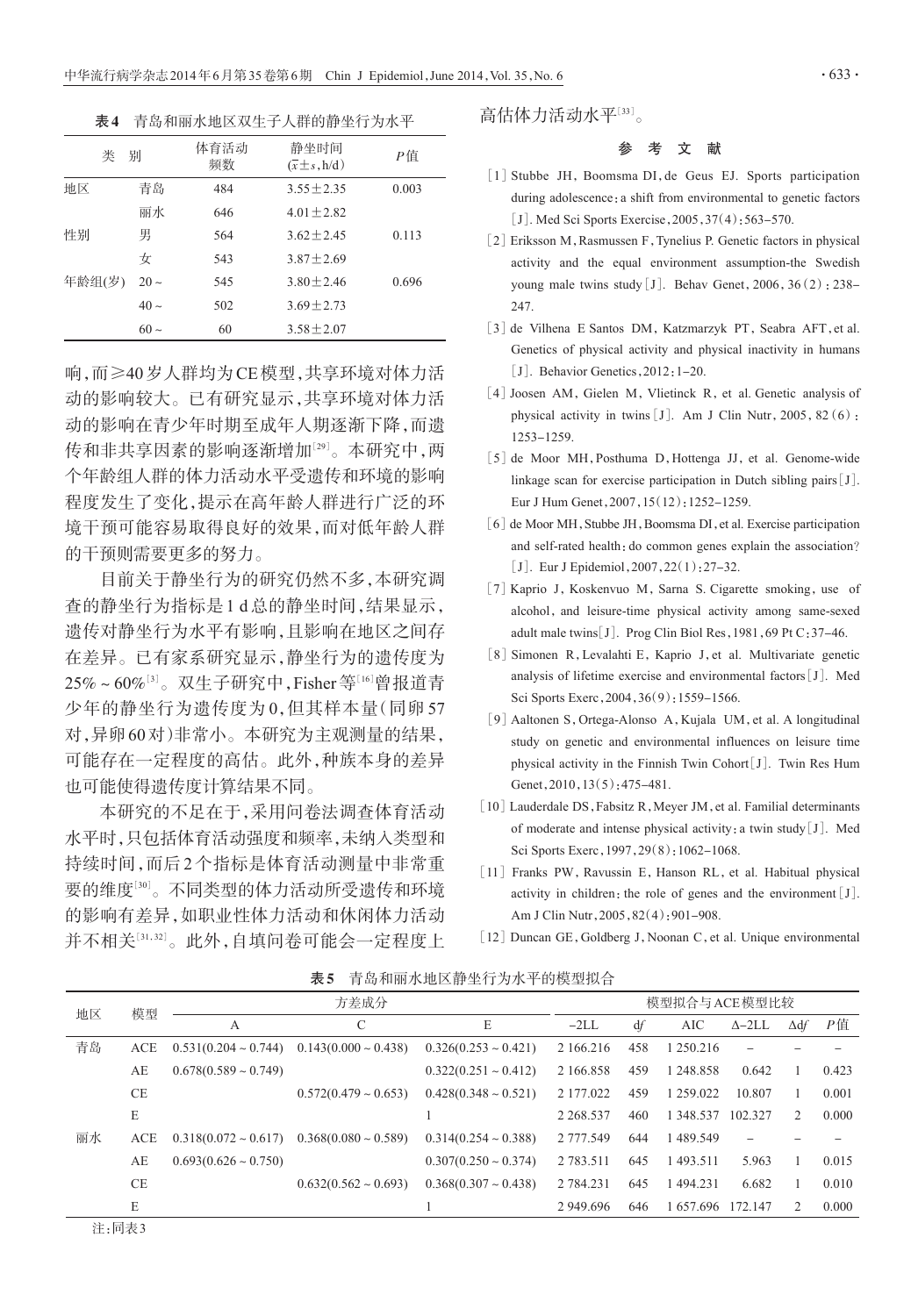表4　青岛和丽水地区双生子人群的静坐行为水平

| 类别 | | 体育活动频数 | 静坐时间 ($\bar{x}\pm s$, h/d) | $P$值 |
|---|---|---|---|---|
| 地区 | 青岛 | 484 | $3.55\pm2.35$ | 0.003 |
| | 丽水 | 646 | $4.01\pm2.82$ | |
| 性别 | 男 | 564 | $3.62\pm2.45$ | 0.113 |
| | 女 | 543 | $3.87\pm2.69$ | |
| 年龄组(岁) | 20～ | 545 | $3.80\pm2.46$ | 0.696 |
| | 40～ | 502 | $3.69\pm2.73$ | |
| | 60～ | 60 | $3.58\pm2.07$ | |

响，而≥40岁人群均为CE模型，共享环境对体力活动的影响较大。已有研究显示，共享环境对体力活动的影响在青少年时期至成年人期逐渐下降，而遗传和非共享因素的影响逐渐增加[29]。本研究中，两个年龄组人群的体力活动水平受遗传和环境的影响程度发生了变化，提示在高年龄人群进行广泛的环境干预可能容易取得良好的效果，而对低年龄人群的干预则需要更多的努力。

目前关于静坐行为的研究仍然不多，本研究调查的静坐行为指标是1 d总的静坐时间，结果显示，遗传对静坐行为水平有影响，且影响在地区之间存在差异。已有家系研究显示，静坐行为的遗传度为25%～60%[3]。双生子研究中，Fisher等[16]曾报道青少年的静坐行为遗传度为0，但其样本量（同卵57对，异卵60对）非常小。本研究为主观测量的结果，可能存在一定程度的高估。此外，种族本身的差异也可能使得遗传度计算结果不同。

本研究的不足在于，采用问卷法调查体育活动水平时，只包括体育活动强度和频率，未纳入类型和持续时间，而后2个指标是体育活动测量中非常重要的维度[30]。不同类型的体力活动所受遗传和环境的影响有差异，如职业性体力活动和休闲体力活动并不相关[31,32]。此外，自填问卷可能会一定程度上高估体力活动水平[33]。

## 参 考 文 献

[1] Stubbe JH, Boomsma DI, de Geus EJ. Sports participation during adolescence: a shift from environmental to genetic factors[J]. Med Sci Sports Exercise, 2005, 37(4): 563-570.

[2] Eriksson M, Rasmussen F, Tynelius P. Genetic factors in physical activity and the equal environment assumption-the Swedish young male twins study[J]. Behav Genet, 2006, 36(2): 238-247.

[3] de Vilhena E Santos DM, Katzmarzyk PT, Seabra AFT, et al. Genetics of physical activity and physical inactivity in humans[J]. Behavior Genetics, 2012: 1-20.

[4] Joosen AM, Gielen M, Vlietinck R, et al. Genetic analysis of physical activity in twins[J]. Am J Clin Nutr, 2005, 82(6): 1253-1259.

[5] de Moor MH, Posthuma D, Hottenga JJ, et al. Genome-wide linkage scan for exercise participation in Dutch sibling pairs[J]. Eur J Hum Genet, 2007, 15(12): 1252-1259.

[6] de Moor MH, Stubbe JH, Boomsma DI, et al. Exercise participation and self-rated health: do common genes explain the association?[J]. Eur J Epidemiol, 2007, 22(1): 27-32.

[7] Kaprio J, Koskenvuo M, Sarna S. Cigarette smoking, use of alcohol, and leisure-time physical activity among same-sexed adult male twins[J]. Prog Clin Biol Res, 1981, 69 Pt C: 37-46.

[8] Simonen R, Levalahti E, Kaprio J, et al. Multivariate genetic analysis of lifetime exercise and environmental factors[J]. Med Sci Sports Exerc, 2004, 36(9): 1559-1566.

[9] Aaltonen S, Ortega-Alonso A, Kujala UM, et al. A longitudinal study on genetic and environmental influences on leisure time physical activity in the Finnish Twin Cohort[J]. Twin Res Hum Genet, 2010, 13(5): 475-481.

[10] Lauderdale DS, Fabsitz R, Meyer JM, et al. Familial determinants of moderate and intense physical activity: a twin study[J]. Med Sci Sports Exerc, 1997, 29(8): 1062-1068.

[11] Franks PW, Ravussin E, Hanson RL, et al. Habitual physical activity in children: the role of genes and the environment[J]. Am J Clin Nutr, 2005, 82(4): 901-908.

[12] Duncan GE, Goldberg J, Noonan C, et al. Unique environmental

表5　青岛和丽水地区静坐行为水平的模型拟合

| 地区 | 模型 | 方差成分 | | | 模型拟合与ACE模型比较 | | | | | |
|---|---|---|---|---|---|---|---|---|---|---|
| | | A | C | E | −2LL | $df$ | AIC | Δ−2LL | Δ$df$ | $P$值 |
| 青岛 | ACE | 0.531(0.204～0.744) | 0.143(0.000～0.438) | 0.326(0.253～0.421) | 2 166.216 | 458 | 1 250.216 | − | − | − |
| | AE | 0.678(0.589～0.749) | | 0.322(0.251～0.412) | 2 166.858 | 459 | 1 248.858 | 0.642 | 1 | 0.423 |
| | CE | | 0.572(0.479～0.653) | 0.428(0.348～0.521) | 2 177.022 | 459 | 1 259.022 | 10.807 | 1 | 0.001 |
| | E | | | 1 | 2 268.537 | 460 | 1 348.537 | 102.327 | 2 | 0.000 |
| 丽水 | ACE | 0.318(0.072～0.617) | 0.368(0.080～0.589) | 0.314(0.254～0.388) | 2 777.549 | 644 | 1 489.549 | − | − | − |
| | AE | 0.693(0.626～0.750) | | 0.307(0.250～0.374) | 2 783.511 | 645 | 1 493.511 | 5.963 | 1 | 0.015 |
| | CE | | 0.632(0.562～0.693) | 0.368(0.307～0.438) | 2 784.231 | 645 | 1 494.231 | 6.682 | 1 | 0.010 |
| | E | | | 1 | 2 949.696 | 646 | 1 657.696 | 172.147 | 2 | 0.000 |

注：同表3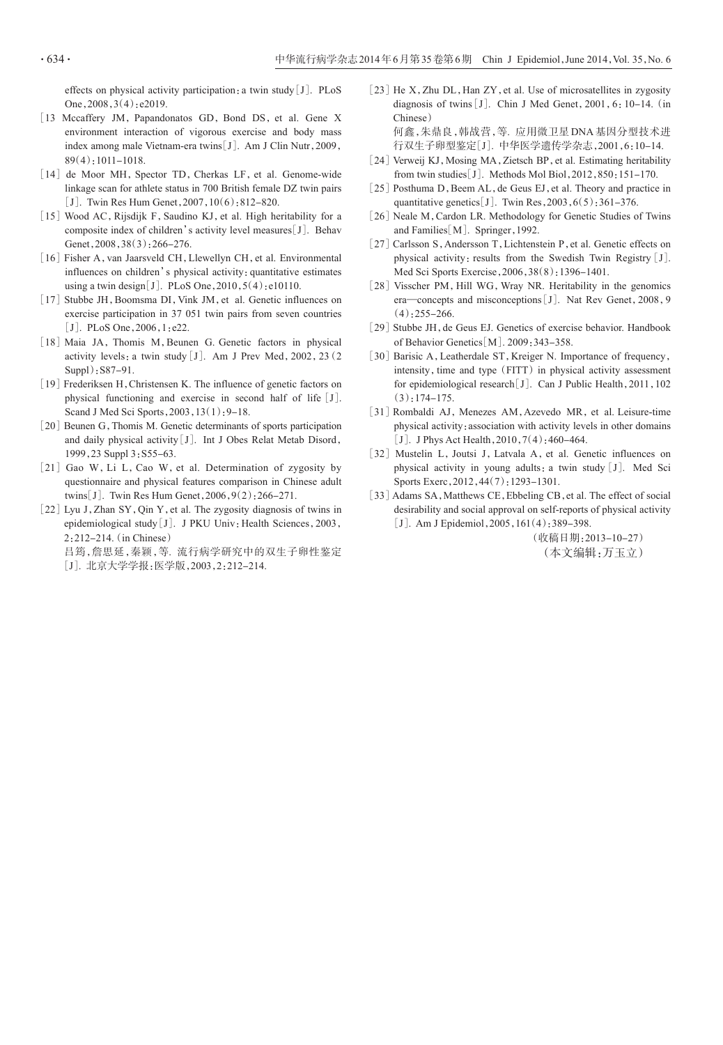effects on physical activity participation: a twin study[J]. PLoS One, 2008, 3(4): e2019.

[13 Mccaffery JM, Papandonatos GD, Bond DS, et al. Gene X environment interaction of vigorous exercise and body mass index among male Vietnam-era twins[J]. Am J Clin Nutr, 2009, 89(4): 1011–1018.

[14] de Moor MH, Spector TD, Cherkas LF, et al. Genome-wide linkage scan for athlete status in 700 British female DZ twin pairs [J]. Twin Res Hum Genet, 2007, 10(6): 812–820.

[15] Wood AC, Rijsdijk F, Saudino KJ, et al. High heritability for a composite index of children's activity level measures[J]. Behav Genet, 2008, 38(3): 266–276.

[16] Fisher A, van Jaarsveld CH, Llewellyn CH, et al. Environmental influences on children's physical activity: quantitative estimates using a twin design[J]. PLoS One, 2010, 5(4): e10110.

[17] Stubbe JH, Boomsma DI, Vink JM, et al. Genetic influences on exercise participation in 37 051 twin pairs from seven countries [J]. PLoS One, 2006, 1: e22.

[18] Maia JA, Thomis M, Beunen G. Genetic factors in physical activity levels: a twin study[J]. Am J Prev Med, 2002, 23(2 Suppl): S87–91.

[19] Frederiksen H, Christensen K. The influence of genetic factors on physical functioning and exercise in second half of life [J]. Scand J Med Sci Sports, 2003, 13(1): 9–18.

[20] Beunen G, Thomis M. Genetic determinants of sports participation and daily physical activity[J]. Int J Obes Relat Metab Disord, 1999, 23 Suppl 3: S55–63.

[21] Gao W, Li L, Cao W, et al. Determination of zygosity by questionnaire and physical features comparison in Chinese adult twins[J]. Twin Res Hum Genet, 2006, 9(2): 266–271.

[22] Lyu J, Zhan SY, Qin Y, et al. The zygosity diagnosis of twins in epidemiological study[J]. J PKU Univ: Health Sciences, 2003, 2: 212–214. (in Chinese)
吕筠,詹思延,秦颖,等. 流行病学研究中的双生子卵性鉴定[J]. 北京大学学报:医学版,2003,2:212–214.

[23] He X, Zhu DL, Han ZY, et al. Use of microsatellites in zygosity diagnosis of twins[J]. Chin J Med Genet, 2001, 6: 10–14. (in Chinese)
何鑫,朱鼎良,韩战营,等. 应用微卫星DNA基因分型技术进行双生子卵型鉴定[J]. 中华医学遗传学杂志,2001,6:10–14.

[24] Verweij KJ, Mosing MA, Zietsch BP, et al. Estimating heritability from twin studies[J]. Methods Mol Biol, 2012, 850: 151–170.

[25] Posthuma D, Beem AL, de Geus EJ, et al. Theory and practice in quantitative genetics[J]. Twin Res, 2003, 6(5): 361–376.

[26] Neale M, Cardon LR. Methodology for Genetic Studies of Twins and Families[M]. Springer, 1992.

[27] Carlsson S, Andersson T, Lichtenstein P, et al. Genetic effects on physical activity: results from the Swedish Twin Registry[J]. Med Sci Sports Exercise, 2006, 38(8): 1396–1401.

[28] Visscher PM, Hill WG, Wray NR. Heritability in the genomics era—concepts and misconceptions[J]. Nat Rev Genet, 2008, 9(4): 255–266.

[29] Stubbe JH, de Geus EJ. Genetics of exercise behavior. Handbook of Behavior Genetics[M]. 2009: 343–358.

[30] Barisic A, Leatherdale ST, Kreiger N. Importance of frequency, intensity, time and type (FITT) in physical activity assessment for epidemiological research[J]. Can J Public Health, 2011, 102(3): 174–175.

[31] Rombaldi AJ, Menezes AM, Azevedo MR, et al. Leisure-time physical activity: association with activity levels in other domains [J]. J Phys Act Health, 2010, 7(4): 460–464.

[32] Mustelin L, Joutsi J, Latvala A, et al. Genetic influences on physical activity in young adults: a twin study[J]. Med Sci Sports Exerc, 2012, 44(7): 1293–1301.

[33] Adams SA, Matthews CE, Ebbeling CB, et al. The effect of social desirability and social approval on self-reports of physical activity [J]. Am J Epidemiol, 2005, 161(4): 389–398.

(收稿日期:2013–10–27)

(本文编辑:万玉立)